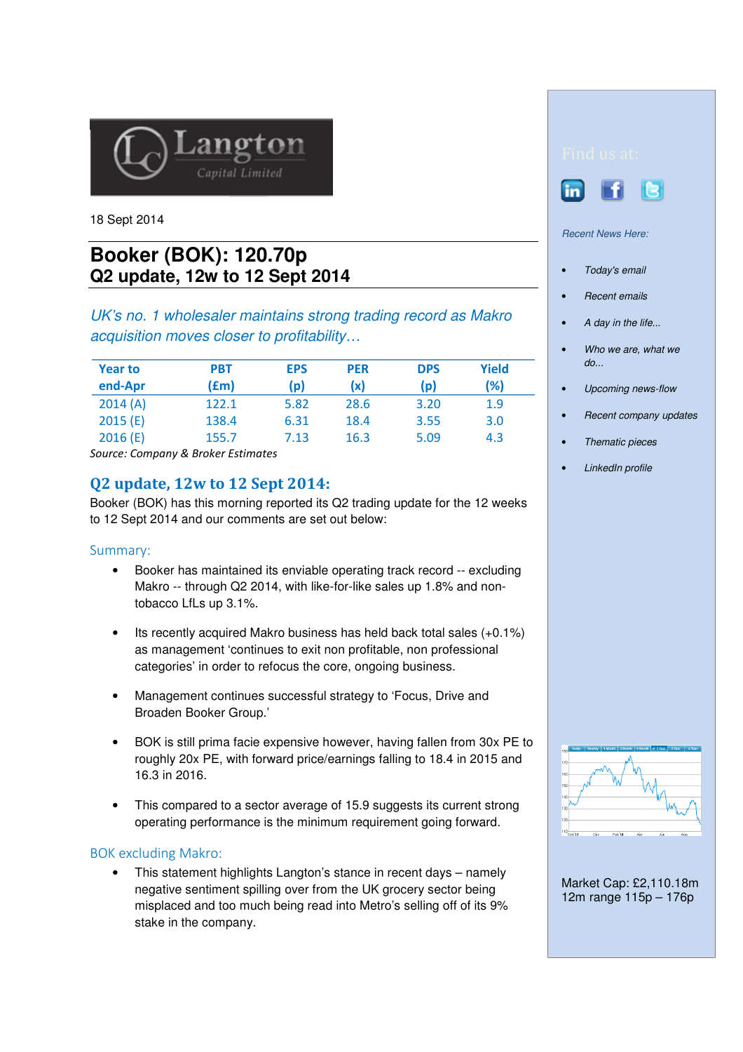18 Sept 2014

# Booker (BOK): 120.70p
## Q2 update, 12w to 12 Sept 2014

*UK's no. 1 wholesaler maintains strong trading record as Makro acquisition moves closer to profitability…*

| Year to end-Apr | PBT (£m) | EPS (p) | PER (x) | DPS (p) | Yield (%) |
|---|---|---|---|---|---|
| 2014 (A) | 122.1 | 5.82 | 28.6 | 3.20 | 1.9 |
| 2015 (E) | 138.4 | 6.31 | 18.4 | 3.55 | 3.0 |
| 2016 (E) | 155.7 | 7.13 | 16.3 | 5.09 | 4.3 |

*Source: Company & Broker Estimates*

## Q2 update, 12w to 12 Sept 2014:

Booker (BOK) has this morning reported its Q2 trading update for the 12 weeks to 12 Sept 2014 and our comments are set out below:

### Summary:

- Booker has maintained its enviable operating track record -- excluding Makro -- through Q2 2014, with like-for-like sales up 1.8% and non-tobacco LfLs up 3.1%.
- Its recently acquired Makro business has held back total sales (+0.1%) as management 'continues to exit non profitable, non professional categories' in order to refocus the core, ongoing business.
- Management continues successful strategy to 'Focus, Drive and Broaden Booker Group.'
- BOK is still prima facie expensive however, having fallen from 30x PE to roughly 20x PE, with forward price/earnings falling to 18.4 in 2015 and 16.3 in 2016.
- This compared to a sector average of 15.9 suggests its current strong operating performance is the minimum requirement going forward.

### BOK excluding Makro:

- This statement highlights Langton's stance in recent days – namely negative sentiment spilling over from the UK grocery sector being misplaced and too much being read into Metro's selling off of its 9% stake in the company.

Find us at:

*Recent News Here:*

- *Today's email*
- *Recent emails*
- *A day in the life...*
- *Who we are, what we do...*
- *Upcoming news-flow*
- *Recent company updates*
- *Thematic pieces*
- *LinkedIn profile*

Market Cap: £2,110.18m
12m range 115p – 176p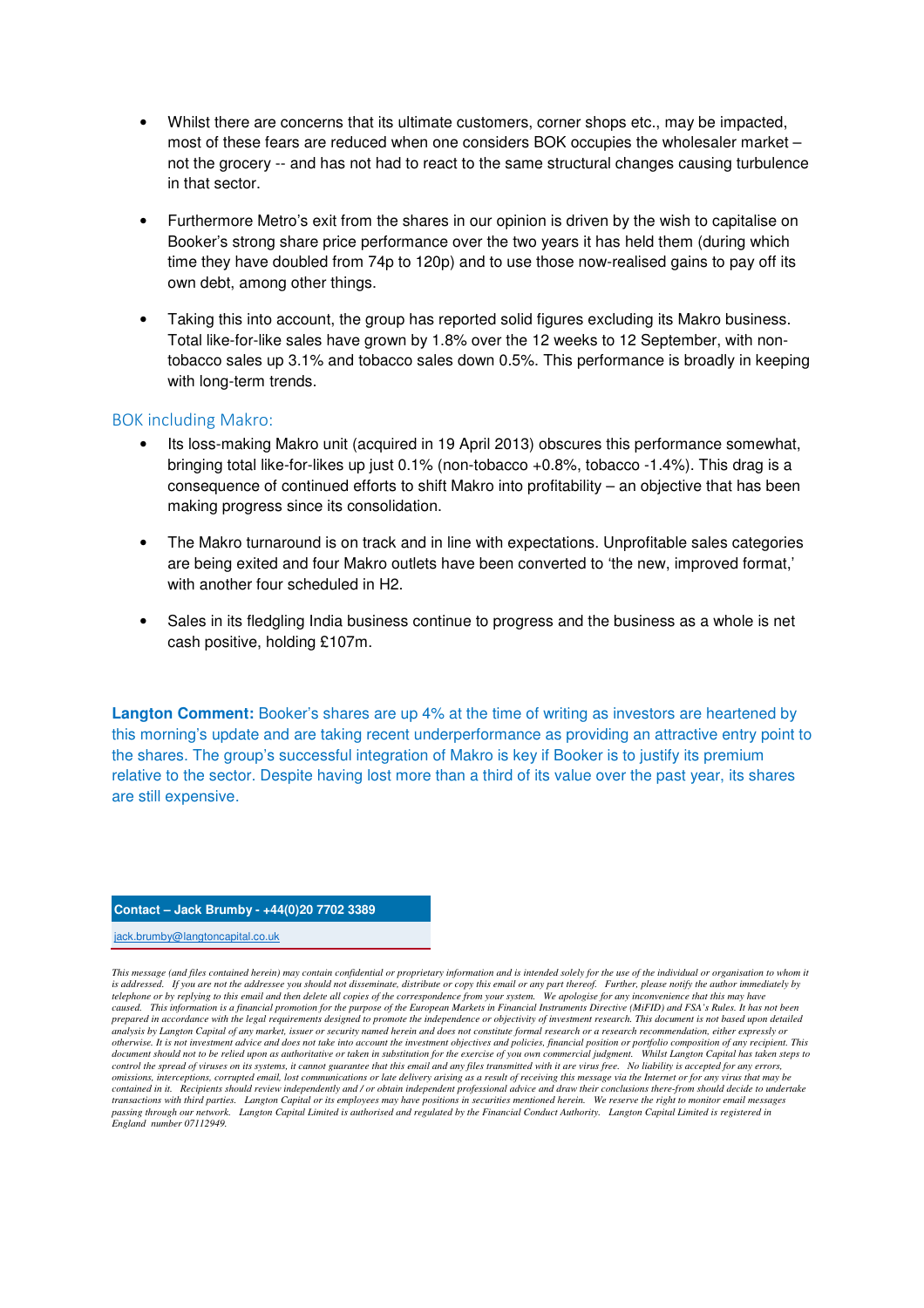- Whilst there are concerns that its ultimate customers, corner shops etc., may be impacted, most of these fears are reduced when one considers BOK occupies the wholesaler market – not the grocery -- and has not had to react to the same structural changes causing turbulence in that sector.

- Furthermore Metro's exit from the shares in our opinion is driven by the wish to capitalise on Booker's strong share price performance over the two years it has held them (during which time they have doubled from 74p to 120p) and to use those now-realised gains to pay off its own debt, among other things.

- Taking this into account, the group has reported solid figures excluding its Makro business. Total like-for-like sales have grown by 1.8% over the 12 weeks to 12 September, with non-tobacco sales up 3.1% and tobacco sales down 0.5%. This performance is broadly in keeping with long-term trends.

### BOK including Makro:

- Its loss-making Makro unit (acquired in 19 April 2013) obscures this performance somewhat, bringing total like-for-likes up just 0.1% (non-tobacco +0.8%, tobacco -1.4%). This drag is a consequence of continued efforts to shift Makro into profitability – an objective that has been making progress since its consolidation.

- The Makro turnaround is on track and in line with expectations. Unprofitable sales categories are being exited and four Makro outlets have been converted to 'the new, improved format,' with another four scheduled in H2.

- Sales in its fledgling India business continue to progress and the business as a whole is net cash positive, holding £107m.

**Langton Comment:** Booker's shares are up 4% at the time of writing as investors are heartened by this morning's update and are taking recent underperformance as providing an attractive entry point to the shares. The group's successful integration of Makro is key if Booker is to justify its premium relative to the sector. Despite having lost more than a third of its value over the past year, its shares are still expensive.

**Contact – Jack Brumby - +44(0)20 7702 3389**

jack.brumby@langtoncapital.co.uk

*This message (and files contained herein) may contain confidential or proprietary information and is intended solely for the use of the individual or organisation to whom it is addressed. If you are not the addressee you should not disseminate, distribute or copy this email or any part thereof. Further, please notify the author immediately by telephone or by replying to this email and then delete all copies of the correspondence from your system. We apologise for any inconvenience that this may have caused. This information is a financial promotion for the purpose of the European Markets in Financial Instruments Directive (MiFID) and FSA's Rules. It has not been prepared in accordance with the legal requirements designed to promote the independence or objectivity of investment research. This document is not based upon detailed analysis by Langton Capital of any market, issuer or security named herein and does not constitute formal research or a research recommendation, either expressly or otherwise. It is not investment advice and does not take into account the investment objectives and policies, financial position or portfolio composition of any recipient. This document should not to be relied upon as authoritative or taken in substitution for the exercise of you own commercial judgment. Whilst Langton Capital has taken steps to control the spread of viruses on its systems, it cannot guarantee that this email and any files transmitted with it are virus free. No liability is accepted for any errors, omissions, interceptions, corrupted email, lost communications or late delivery arising as a result of receiving this message via the Internet or for any virus that may be contained in it. Recipients should review independently and / or obtain independent professional advice and draw their conclusions there-from should decide to undertake transactions with third parties. Langton Capital or its employees may have positions in securities mentioned herein. We reserve the right to monitor email messages passing through our network. Langton Capital Limited is authorised and regulated by the Financial Conduct Authority. Langton Capital Limited is registered in England number 07112949.*